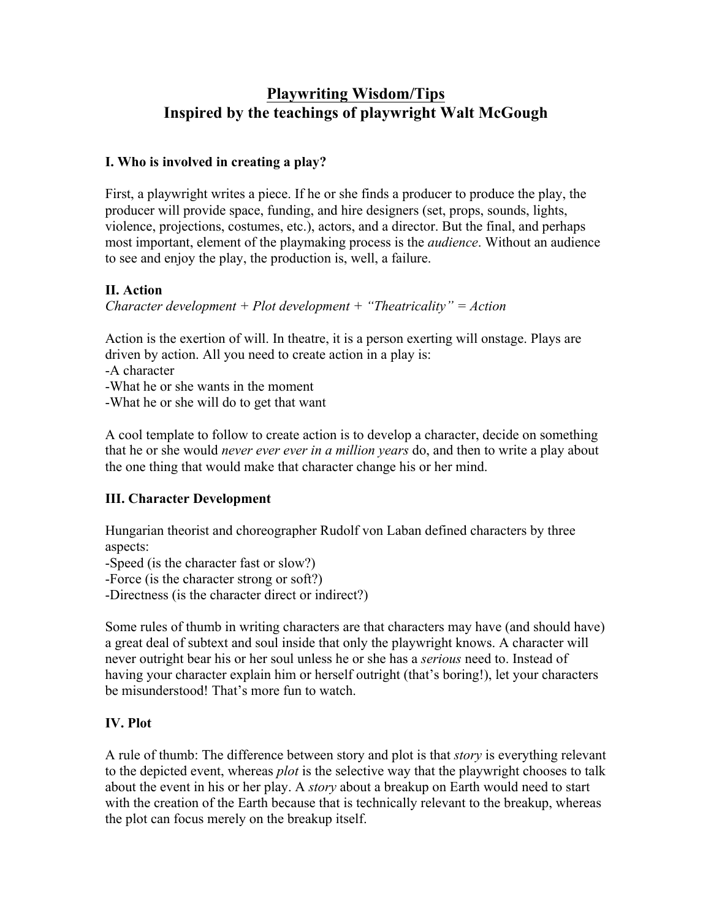# Playwriting Wisdom/Tips
# Inspired by the teachings of playwright Walt McGough

## I. Who is involved in creating a play?

First, a playwright writes a piece. If he or she finds a producer to produce the play, the producer will provide space, funding, and hire designers (set, props, sounds, lights, violence, projections, costumes, etc.), actors, and a director. But the final, and perhaps most important, element of the playmaking process is the *audience*. Without an audience to see and enjoy the play, the production is, well, a failure.

## II. Action

*Character development + Plot development + "Theatricality" = Action*

Action is the exertion of will. In theatre, it is a person exerting will onstage. Plays are driven by action. All you need to create action in a play is:
-A character
-What he or she wants in the moment
-What he or she will do to get that want

A cool template to follow to create action is to develop a character, decide on something that he or she would *never ever ever in a million years* do, and then to write a play about the one thing that would make that character change his or her mind.

## III. Character Development

Hungarian theorist and choreographer Rudolf von Laban defined characters by three aspects:
-Speed (is the character fast or slow?)
-Force (is the character strong or soft?)
-Directness (is the character direct or indirect?)

Some rules of thumb in writing characters are that characters may have (and should have) a great deal of subtext and soul inside that only the playwright knows. A character will never outright bear his or her soul unless he or she has a *serious* need to. Instead of having your character explain him or herself outright (that's boring!), let your characters be misunderstood! That's more fun to watch.

## IV. Plot

A rule of thumb: The difference between story and plot is that *story* is everything relevant to the depicted event, whereas *plot* is the selective way that the playwright chooses to talk about the event in his or her play. A *story* about a breakup on Earth would need to start with the creation of the Earth because that is technically relevant to the breakup, whereas the plot can focus merely on the breakup itself.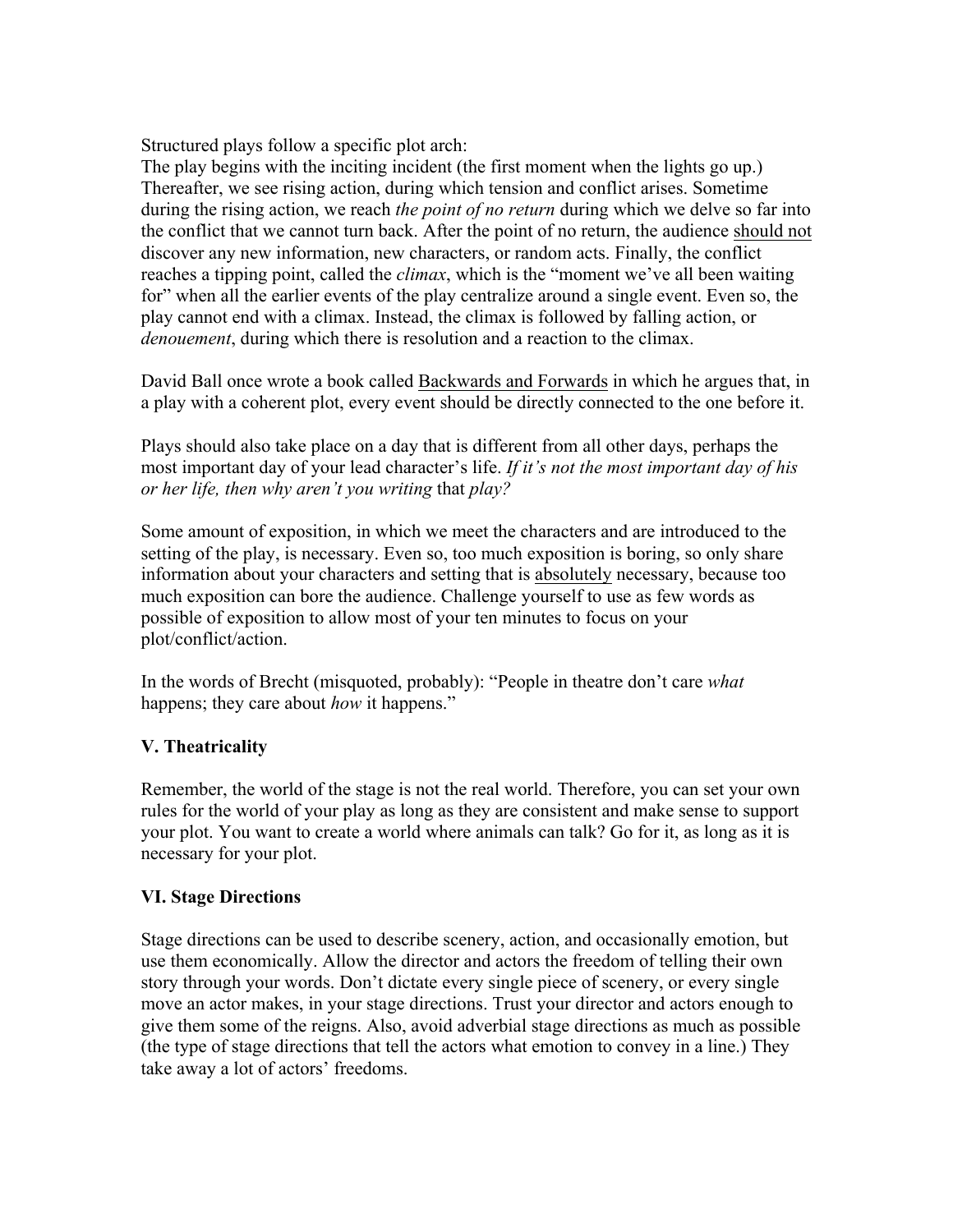Structured plays follow a specific plot arch:
The play begins with the inciting incident (the first moment when the lights go up.) Thereafter, we see rising action, during which tension and conflict arises. Sometime during the rising action, we reach *the point of no return* during which we delve so far into the conflict that we cannot turn back. After the point of no return, the audience <u>should not</u> discover any new information, new characters, or random acts. Finally, the conflict reaches a tipping point, called the *climax*, which is the "moment we've all been waiting for" when all the earlier events of the play centralize around a single event. Even so, the play cannot end with a climax. Instead, the climax is followed by falling action, or *denouement*, during which there is resolution and a reaction to the climax.

David Ball once wrote a book called <u>Backwards and Forwards</u> in which he argues that, in a play with a coherent plot, every event should be directly connected to the one before it.

Plays should also take place on a day that is different from all other days, perhaps the most important day of your lead character's life. *If it's not the most important day of his or her life, then why aren't you writing* that *play?*

Some amount of exposition, in which we meet the characters and are introduced to the setting of the play, is necessary. Even so, too much exposition is boring, so only share information about your characters and setting that is <u>absolutely</u> necessary, because too much exposition can bore the audience. Challenge yourself to use as few words as possible of exposition to allow most of your ten minutes to focus on your plot/conflict/action.

In the words of Brecht (misquoted, probably): "People in theatre don't care *what* happens; they care about *how* it happens."

## V. Theatricality

Remember, the world of the stage is not the real world. Therefore, you can set your own rules for the world of your play as long as they are consistent and make sense to support your plot. You want to create a world where animals can talk? Go for it, as long as it is necessary for your plot.

## VI. Stage Directions

Stage directions can be used to describe scenery, action, and occasionally emotion, but use them economically. Allow the director and actors the freedom of telling their own story through your words. Don't dictate every single piece of scenery, or every single move an actor makes, in your stage directions. Trust your director and actors enough to give them some of the reigns. Also, avoid adverbial stage directions as much as possible (the type of stage directions that tell the actors what emotion to convey in a line.) They take away a lot of actors' freedoms.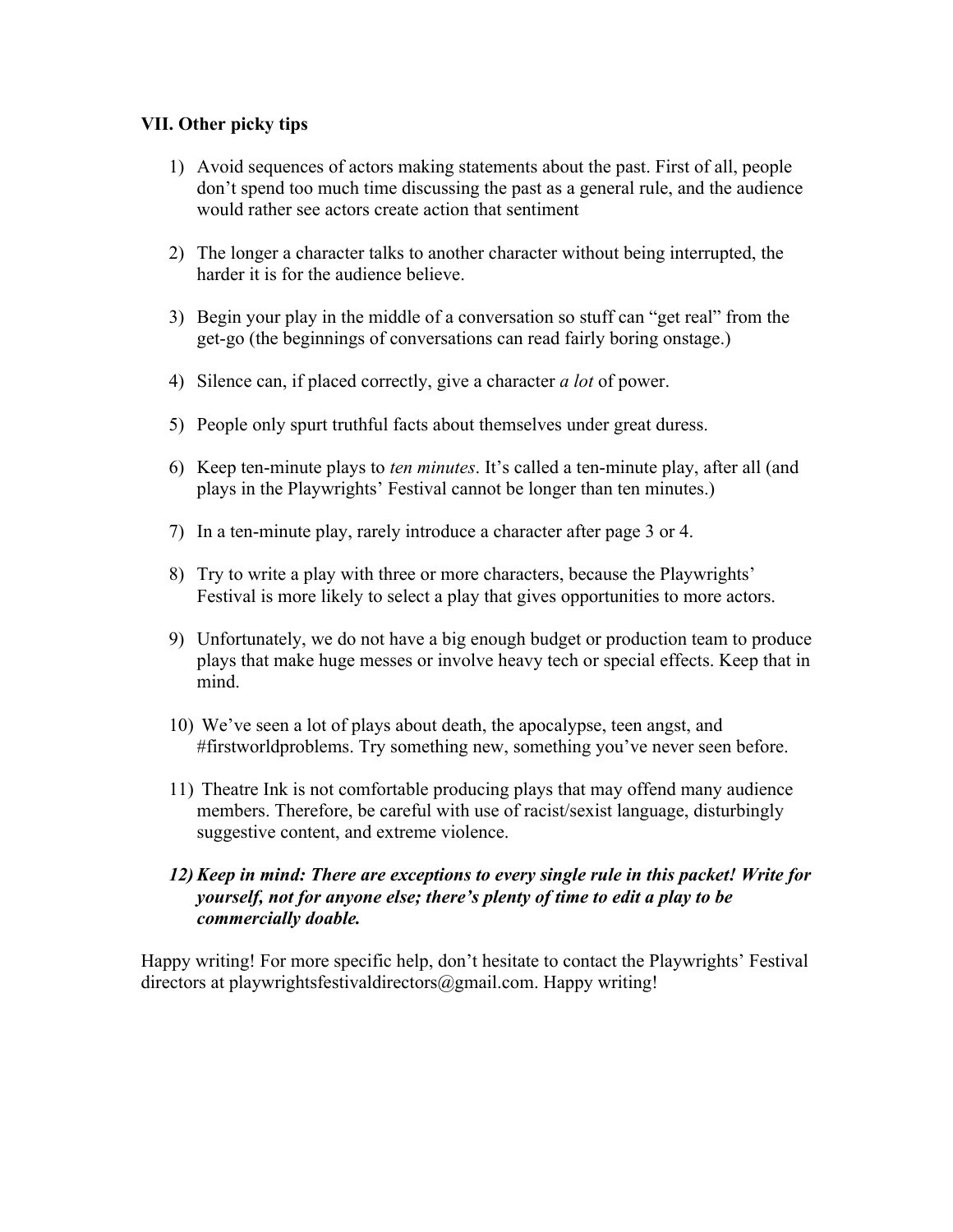### VII. Other picky tips

1) Avoid sequences of actors making statements about the past. First of all, people don't spend too much time discussing the past as a general rule, and the audience would rather see actors create action that sentiment

2) The longer a character talks to another character without being interrupted, the harder it is for the audience believe.

3) Begin your play in the middle of a conversation so stuff can "get real" from the get-go (the beginnings of conversations can read fairly boring onstage.)

4) Silence can, if placed correctly, give a character *a lot* of power.

5) People only spurt truthful facts about themselves under great duress.

6) Keep ten-minute plays to *ten minutes*. It's called a ten-minute play, after all (and plays in the Playwrights' Festival cannot be longer than ten minutes.)

7) In a ten-minute play, rarely introduce a character after page 3 or 4.

8) Try to write a play with three or more characters, because the Playwrights' Festival is more likely to select a play that gives opportunities to more actors.

9) Unfortunately, we do not have a big enough budget or production team to produce plays that make huge messes or involve heavy tech or special effects. Keep that in mind.

10) We've seen a lot of plays about death, the apocalypse, teen angst, and #firstworldproblems. Try something new, something you've never seen before.

11) Theatre Ink is not comfortable producing plays that may offend many audience members. Therefore, be careful with use of racist/sexist language, disturbingly suggestive content, and extreme violence.

12) ***Keep in mind: There are exceptions to every single rule in this packet! Write for yourself, not for anyone else; there's plenty of time to edit a play to be commercially doable.***

Happy writing! For more specific help, don't hesitate to contact the Playwrights' Festival directors at playwrightsfestivaldirectors@gmail.com. Happy writing!